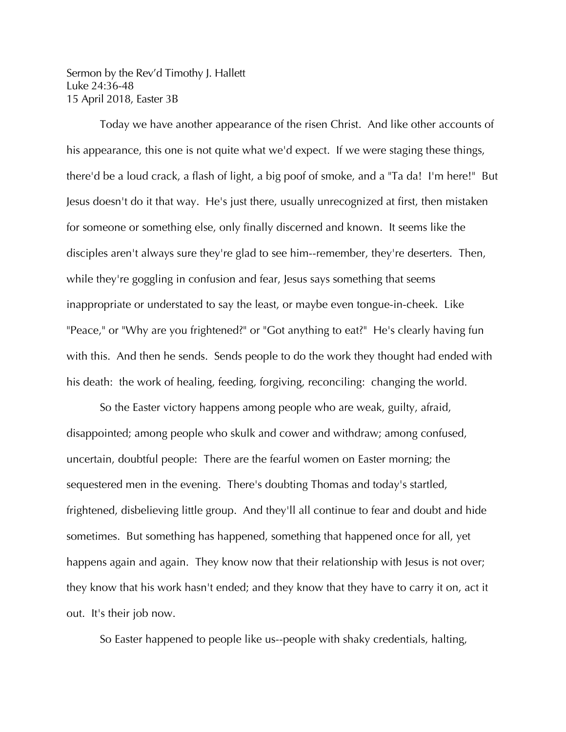Sermon by the Rev'd Timothy J. Hallett
Luke 24:36-48
15 April 2018, Easter 3B

Today we have another appearance of the risen Christ. And like other accounts of his appearance, this one is not quite what we'd expect. If we were staging these things, there'd be a loud crack, a flash of light, a big poof of smoke, and a "Ta da! I'm here!" But Jesus doesn't do it that way. He's just there, usually unrecognized at first, then mistaken for someone or something else, only finally discerned and known. It seems like the disciples aren't always sure they're glad to see him--remember, they're deserters. Then, while they're goggling in confusion and fear, Jesus says something that seems inappropriate or understated to say the least, or maybe even tongue-in-cheek. Like "Peace," or "Why are you frightened?" or "Got anything to eat?" He's clearly having fun with this. And then he sends. Sends people to do the work they thought had ended with his death: the work of healing, feeding, forgiving, reconciling: changing the world.

So the Easter victory happens among people who are weak, guilty, afraid, disappointed; among people who skulk and cower and withdraw; among confused, uncertain, doubtful people: There are the fearful women on Easter morning; the sequestered men in the evening. There's doubting Thomas and today's startled, frightened, disbelieving little group. And they'll all continue to fear and doubt and hide sometimes. But something has happened, something that happened once for all, yet happens again and again. They know now that their relationship with Jesus is not over; they know that his work hasn't ended; and they know that they have to carry it on, act it out. It's their job now.

So Easter happened to people like us--people with shaky credentials, halting,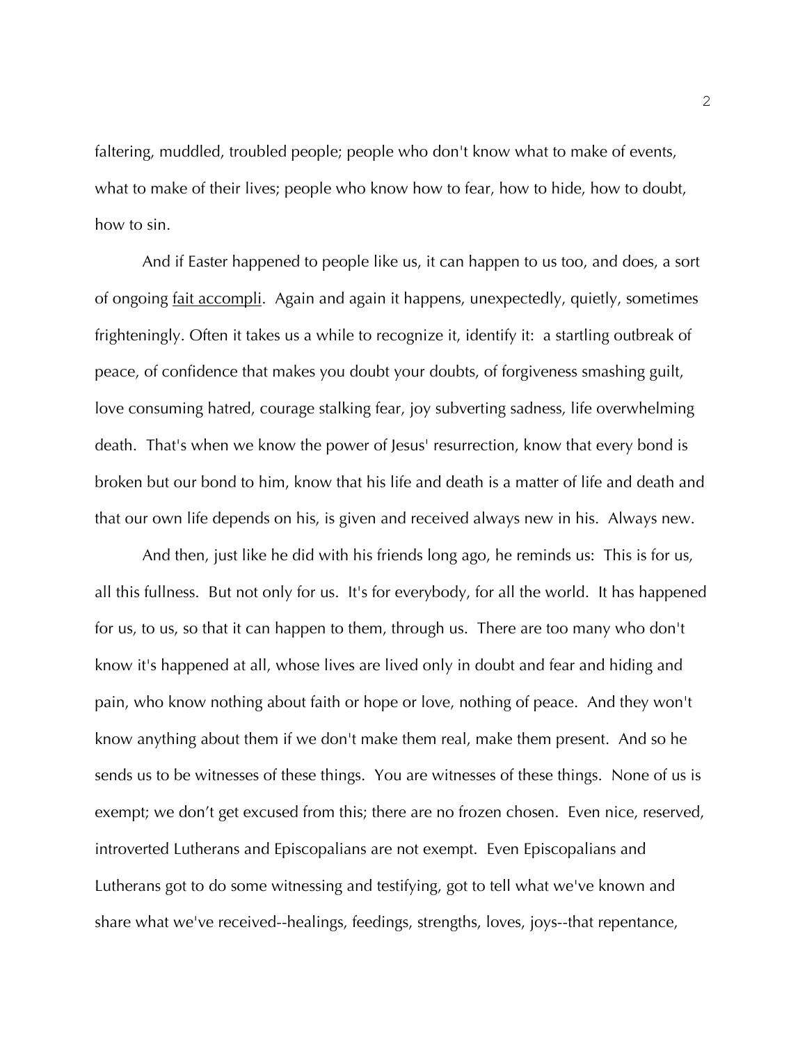faltering, muddled, troubled people; people who don't know what to make of events, what to make of their lives; people who know how to fear, how to hide, how to doubt, how to sin.

And if Easter happened to people like us, it can happen to us too, and does, a sort of ongoing <u>fait accompli</u>. Again and again it happens, unexpectedly, quietly, sometimes frighteningly. Often it takes us a while to recognize it, identify it: a startling outbreak of peace, of confidence that makes you doubt your doubts, of forgiveness smashing guilt, love consuming hatred, courage stalking fear, joy subverting sadness, life overwhelming death. That's when we know the power of Jesus' resurrection, know that every bond is broken but our bond to him, know that his life and death is a matter of life and death and that our own life depends on his, is given and received always new in his. Always new.

And then, just like he did with his friends long ago, he reminds us: This is for us, all this fullness. But not only for us. It's for everybody, for all the world. It has happened for us, to us, so that it can happen to them, through us. There are too many who don't know it's happened at all, whose lives are lived only in doubt and fear and hiding and pain, who know nothing about faith or hope or love, nothing of peace. And they won't know anything about them if we don't make them real, make them present. And so he sends us to be witnesses of these things. You are witnesses of these things. None of us is exempt; we don't get excused from this; there are no frozen chosen. Even nice, reserved, introverted Lutherans and Episcopalians are not exempt. Even Episcopalians and Lutherans got to do some witnessing and testifying, got to tell what we've known and share what we've received--healings, feedings, strengths, loves, joys--that repentance,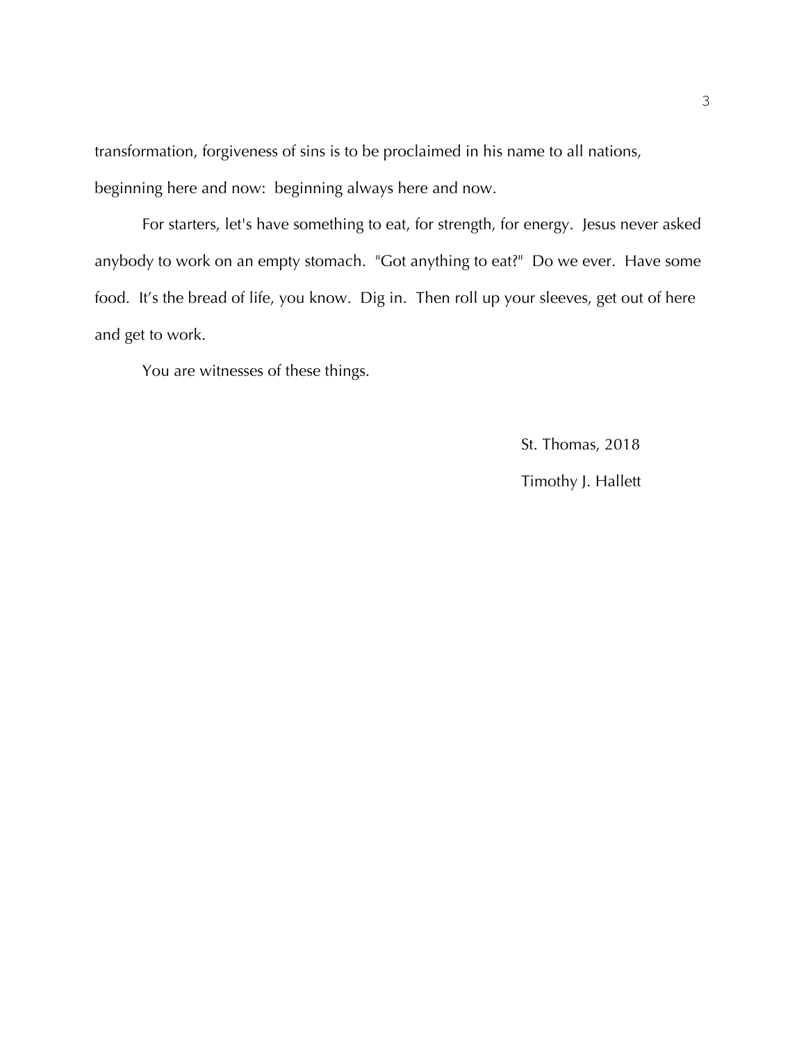transformation, forgiveness of sins is to be proclaimed in his name to all nations, beginning here and now:  beginning always here and now.

For starters, let's have something to eat, for strength, for energy.  Jesus never asked anybody to work on an empty stomach.  "Got anything to eat?"  Do we ever.  Have some food.  It's the bread of life, you know.  Dig in.  Then roll up your sleeves, get out of here and get to work.

You are witnesses of these things.

St. Thomas, 2018

Timothy J. Hallett